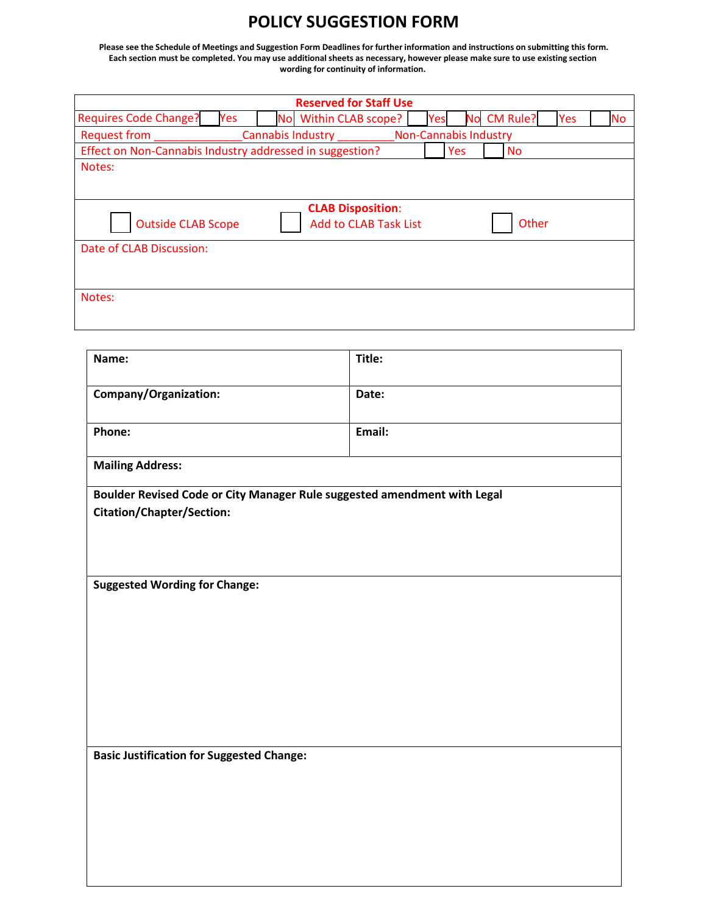# POLICY SUGGESTION FORM

**Please see the Schedule of Meetings and Suggestion Form Deadlines for further information and instructions on submitting this form. Each section must be completed. You may use additional sheets as necessary, however please make sure to use existing section wording for continuity of information.**

| **Reserved for Staff Use** |
|---|
| Requires Code Change? ☐ Yes ☐ No   Within CLAB scope? ☐ Yes ☐ No   CM Rule? ☐ Yes ☐ No |
| Request from _______________Cannabis Industry __________Non-Cannabis Industry |
| Effect on Non-Cannabis Industry addressed in suggestion? ☐ Yes ☐ No |
| Notes: |
| **CLAB Disposition**: ☐ Outside CLAB Scope ☐ Add to CLAB Task List ☐ Other |
| Date of CLAB Discussion: |
| Notes: |

| **Name:** | **Title:** |
|---|---|
| **Company/Organization:** | **Date:** |
| **Phone:** | **Email:** |
| **Mailing Address:** | |
| **Boulder Revised Code or City Manager Rule suggested amendment with Legal Citation/Chapter/Section:** | |
| **Suggested Wording for Change:** | |
| **Basic Justification for Suggested Change:** | |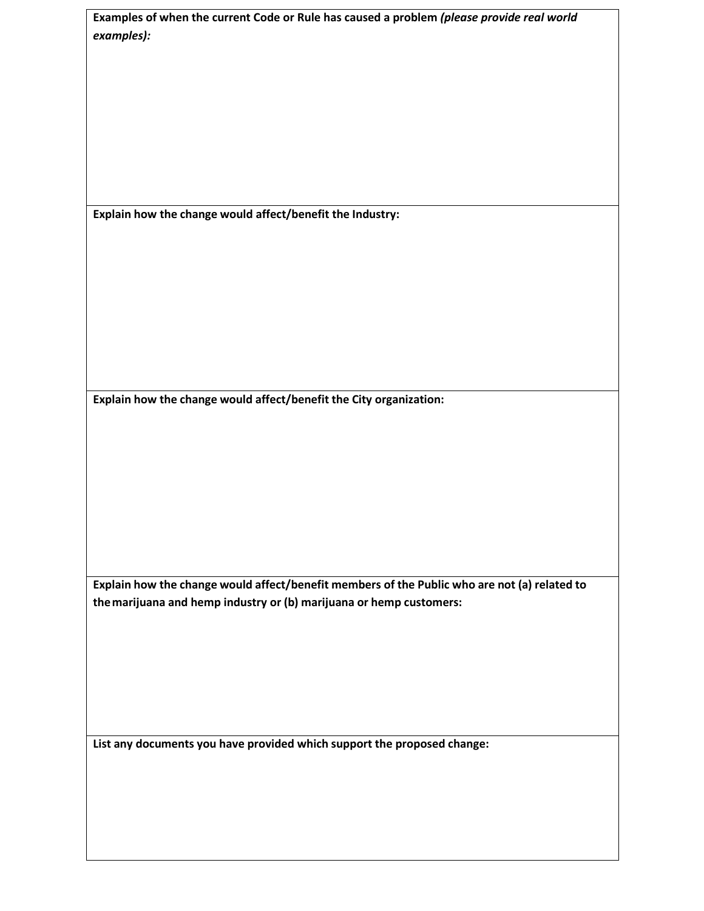**Examples of when the current Code or Rule has caused a problem *(please provide real world examples):***

**Explain how the change would affect/benefit the Industry:**

**Explain how the change would affect/benefit the City organization:**

**Explain how the change would affect/benefit members of the Public who are not (a) related to the marijuana and hemp industry or (b) marijuana or hemp customers:**

**List any documents you have provided which support the proposed change:**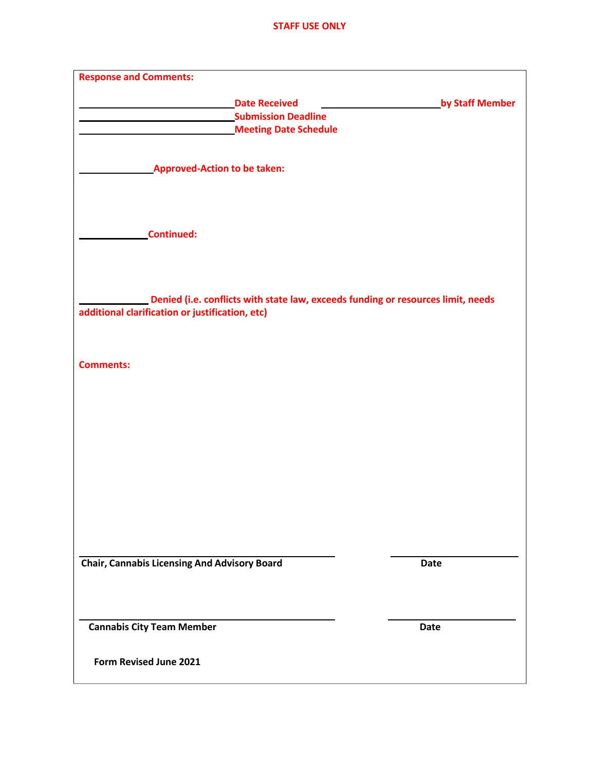**STAFF USE ONLY**

**Response and Comments:**

\_\_\_\_\_\_\_\_\_\_\_\_\_\_\_\_\_\_\_\_\_\_\_\_\_\_\_\_**Date Received** \_\_\_\_\_\_\_\_\_\_\_\_\_\_\_\_\_\_\_\_\_\_**by Staff Member**

\_\_\_\_\_\_\_\_\_\_\_\_\_\_\_\_\_\_\_\_\_\_\_\_\_\_\_\_**Submission Deadline**

\_\_\_\_\_\_\_\_\_\_\_\_\_\_\_\_\_\_\_\_\_\_\_\_\_\_\_\_**Meeting Date Schedule**

\_\_\_\_\_\_\_\_\_\_\_\_\_\_**Approved-Action to be taken:**

\_\_\_\_\_\_\_\_\_\_\_\_\_**Continued:**

\_\_\_\_\_\_\_\_\_\_\_\_\_ **Denied (i.e. conflicts with state law, exceeds funding or resources limit, needs additional clarification or justification, etc)**

**Comments:**

\_\_\_\_\_\_\_\_\_\_\_\_\_\_\_\_\_\_\_\_\_\_\_\_\_\_\_\_\_\_\_\_\_\_\_\_\_\_\_\_\_\_\_\_\_\_ \_\_\_\_\_\_\_\_\_\_\_\_\_\_\_\_\_\_\_\_\_\_\_\_

**Chair, Cannabis Licensing And Advisory Board** **Date**

\_\_\_\_\_\_\_\_\_\_\_\_\_\_\_\_\_\_\_\_\_\_\_\_\_\_\_\_\_\_\_\_\_\_\_\_\_\_\_\_\_\_\_\_\_\_ \_\_\_\_\_\_\_\_\_\_\_\_\_\_\_\_\_\_\_\_\_\_\_\_

**Cannabis City Team Member** **Date**

**Form Revised June 2021**